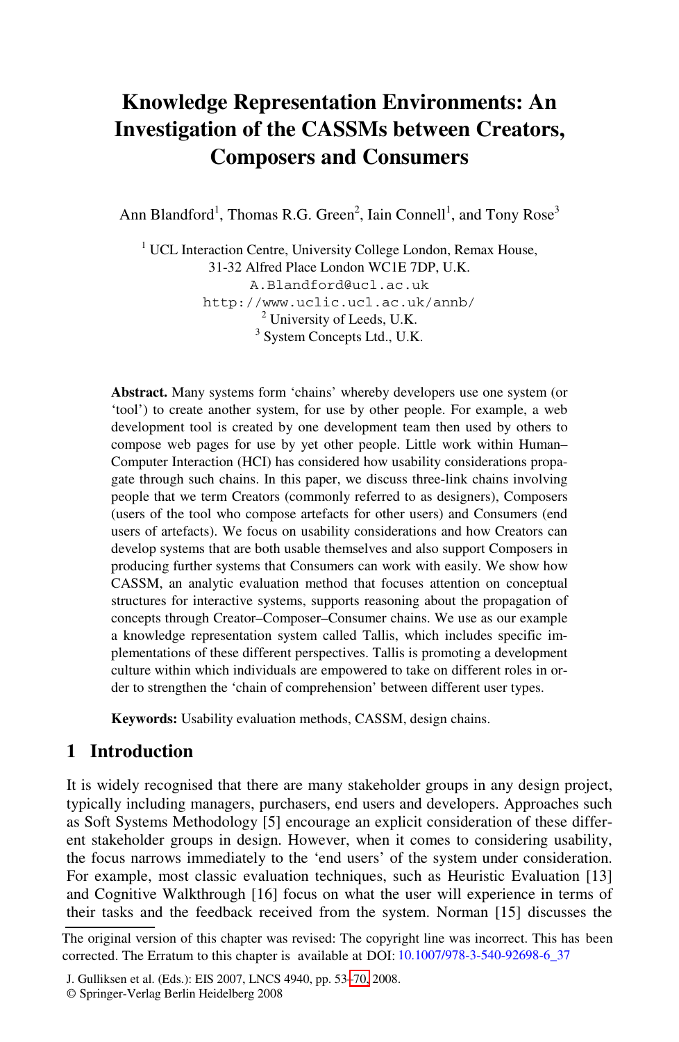# Knowledge Representation Environments: An Investigation of the CASSMs between Creators, Composers and Consumers

Ann Blandford[1], Thomas R.G. Green[2], Iain Connell[1], and Tony Rose[3]

[1] UCL Interaction Centre, University College London, Remax House, 31-32 Alfred Place London WC1E 7DP, U.K.
A.Blandford@ucl.ac.uk
http://www.uclic.ucl.ac.uk/annb/
[2] University of Leeds, U.K.
[3] System Concepts Ltd., U.K.

**Abstract.** Many systems form 'chains' whereby developers use one system (or 'tool') to create another system, for use by other people. For example, a web development tool is created by one development team then used by others to compose web pages for use by yet other people. Little work within Human–Computer Interaction (HCI) has considered how usability considerations propagate through such chains. In this paper, we discuss three-link chains involving people that we term Creators (commonly referred to as designers), Composers (users of the tool who compose artefacts for other users) and Consumers (end users of artefacts). We focus on usability considerations and how Creators can develop systems that are both usable themselves and also support Composers in producing further systems that Consumers can work with easily. We show how CASSM, an analytic evaluation method that focuses attention on conceptual structures for interactive systems, supports reasoning about the propagation of concepts through Creator–Composer–Consumer chains. We use as our example a knowledge representation system called Tallis, which includes specific implementations of these different perspectives. Tallis is promoting a development culture within which individuals are empowered to take on different roles in order to strengthen the 'chain of comprehension' between different user types.

**Keywords:** Usability evaluation methods, CASSM, design chains.

## 1 Introduction

It is widely recognised that there are many stakeholder groups in any design project, typically including managers, purchasers, end users and developers. Approaches such as Soft Systems Methodology [5] encourage an explicit consideration of these different stakeholder groups in design. However, when it comes to considering usability, the focus narrows immediately to the 'end users' of the system under consideration. For example, most classic evaluation techniques, such as Heuristic Evaluation [13] and Cognitive Walkthrough [16] focus on what the user will experience in terms of their tasks and the feedback received from the system. Norman [15] discusses the

The original version of this chapter was revised: The copyright line was incorrect. This has been corrected. The Erratum to this chapter is available at DOI: 10.1007/978-3-540-92698-6_37

J. Gulliksen et al. (Eds.): EIS 2007, LNCS 4940, pp. 53–70, 2008.
© Springer-Verlag Berlin Heidelberg 2008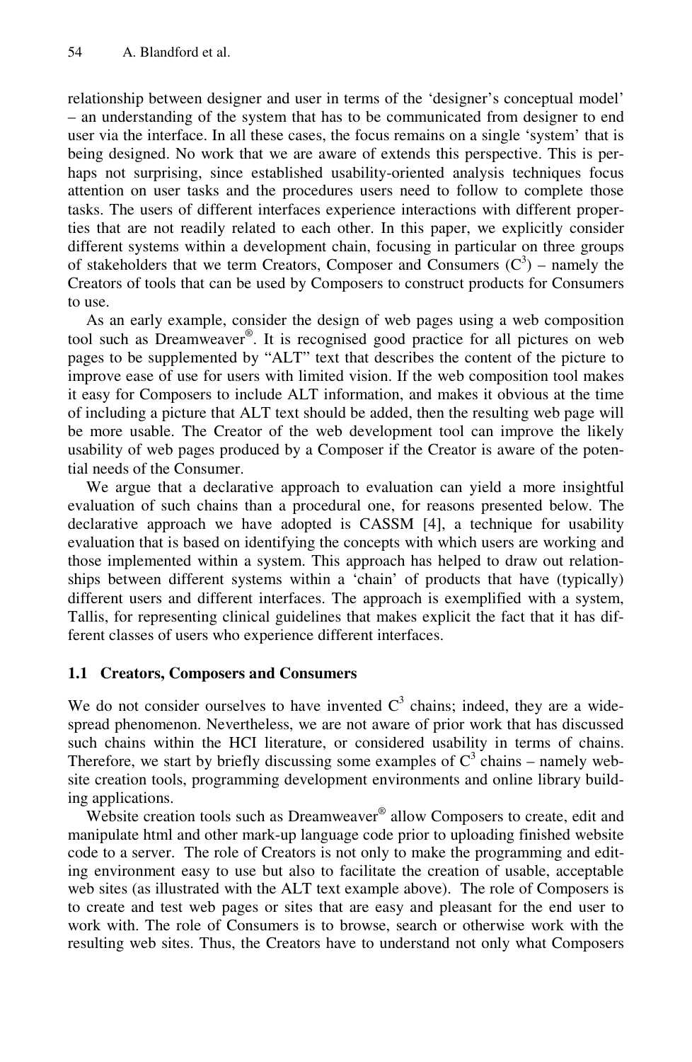relationship between designer and user in terms of the 'designer's conceptual model' – an understanding of the system that has to be communicated from designer to end user via the interface. In all these cases, the focus remains on a single 'system' that is being designed. No work that we are aware of extends this perspective. This is perhaps not surprising, since established usability-oriented analysis techniques focus attention on user tasks and the procedures users need to follow to complete those tasks. The users of different interfaces experience interactions with different properties that are not readily related to each other. In this paper, we explicitly consider different systems within a development chain, focusing in particular on three groups of stakeholders that we term Creators, Composer and Consumers ($C^3$) – namely the Creators of tools that can be used by Composers to construct products for Consumers to use.

As an early example, consider the design of web pages using a web composition tool such as Dreamweaver®. It is recognised good practice for all pictures on web pages to be supplemented by "ALT" text that describes the content of the picture to improve ease of use for users with limited vision. If the web composition tool makes it easy for Composers to include ALT information, and makes it obvious at the time of including a picture that ALT text should be added, then the resulting web page will be more usable. The Creator of the web development tool can improve the likely usability of web pages produced by a Composer if the Creator is aware of the potential needs of the Consumer.

We argue that a declarative approach to evaluation can yield a more insightful evaluation of such chains than a procedural one, for reasons presented below. The declarative approach we have adopted is CASSM [4], a technique for usability evaluation that is based on identifying the concepts with which users are working and those implemented within a system. This approach has helped to draw out relationships between different systems within a 'chain' of products that have (typically) different users and different interfaces. The approach is exemplified with a system, Tallis, for representing clinical guidelines that makes explicit the fact that it has different classes of users who experience different interfaces.

### 1.1 Creators, Composers and Consumers

We do not consider ourselves to have invented $C^3$ chains; indeed, they are a widespread phenomenon. Nevertheless, we are not aware of prior work that has discussed such chains within the HCI literature, or considered usability in terms of chains. Therefore, we start by briefly discussing some examples of $C^3$ chains – namely website creation tools, programming development environments and online library building applications.

Website creation tools such as Dreamweaver® allow Composers to create, edit and manipulate html and other mark-up language code prior to uploading finished website code to a server. The role of Creators is not only to make the programming and editing environment easy to use but also to facilitate the creation of usable, acceptable web sites (as illustrated with the ALT text example above). The role of Composers is to create and test web pages or sites that are easy and pleasant for the end user to work with. The role of Consumers is to browse, search or otherwise work with the resulting web sites. Thus, the Creators have to understand not only what Composers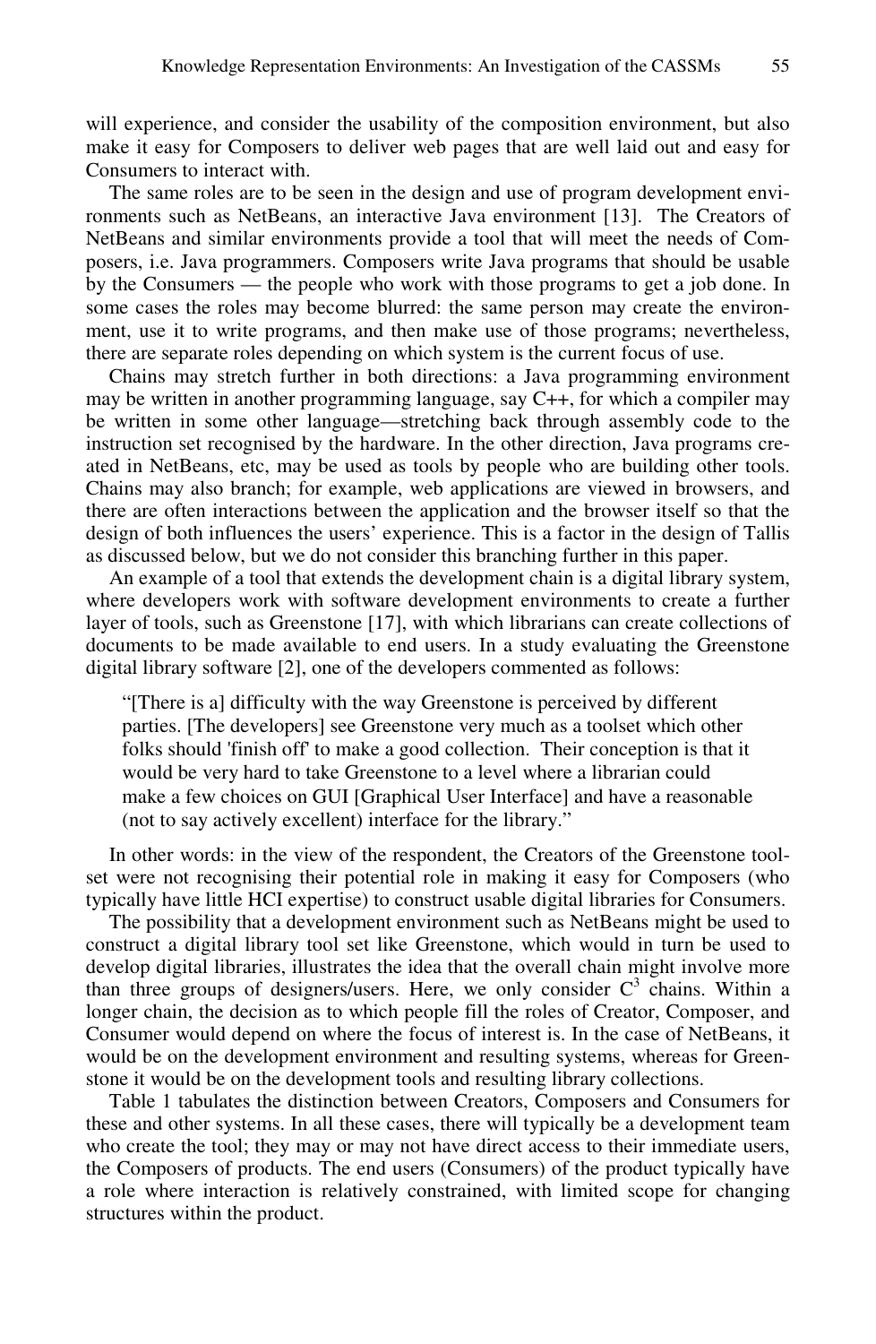will experience, and consider the usability of the composition environment, but also make it easy for Composers to deliver web pages that are well laid out and easy for Consumers to interact with.

The same roles are to be seen in the design and use of program development environments such as NetBeans, an interactive Java environment [13]. The Creators of NetBeans and similar environments provide a tool that will meet the needs of Composers, i.e. Java programmers. Composers write Java programs that should be usable by the Consumers — the people who work with those programs to get a job done. In some cases the roles may become blurred: the same person may create the environment, use it to write programs, and then make use of those programs; nevertheless, there are separate roles depending on which system is the current focus of use.

Chains may stretch further in both directions: a Java programming environment may be written in another programming language, say C++, for which a compiler may be written in some other language—stretching back through assembly code to the instruction set recognised by the hardware. In the other direction, Java programs created in NetBeans, etc, may be used as tools by people who are building other tools. Chains may also branch; for example, web applications are viewed in browsers, and there are often interactions between the application and the browser itself so that the design of both influences the users' experience. This is a factor in the design of Tallis as discussed below, but we do not consider this branching further in this paper.

An example of a tool that extends the development chain is a digital library system, where developers work with software development environments to create a further layer of tools, such as Greenstone [17], with which librarians can create collections of documents to be made available to end users. In a study evaluating the Greenstone digital library software [2], one of the developers commented as follows:

> "[There is a] difficulty with the way Greenstone is perceived by different parties. [The developers] see Greenstone very much as a toolset which other folks should 'finish off' to make a good collection. Their conception is that it would be very hard to take Greenstone to a level where a librarian could make a few choices on GUI [Graphical User Interface] and have a reasonable (not to say actively excellent) interface for the library."

In other words: in the view of the respondent, the Creators of the Greenstone toolset were not recognising their potential role in making it easy for Composers (who typically have little HCI expertise) to construct usable digital libraries for Consumers.

The possibility that a development environment such as NetBeans might be used to construct a digital library tool set like Greenstone, which would in turn be used to develop digital libraries, illustrates the idea that the overall chain might involve more than three groups of designers/users. Here, we only consider $C^3$ chains. Within a longer chain, the decision as to which people fill the roles of Creator, Composer, and Consumer would depend on where the focus of interest is. In the case of NetBeans, it would be on the development environment and resulting systems, whereas for Greenstone it would be on the development tools and resulting library collections.

Table 1 tabulates the distinction between Creators, Composers and Consumers for these and other systems. In all these cases, there will typically be a development team who create the tool; they may or may not have direct access to their immediate users, the Composers of products. The end users (Consumers) of the product typically have a role where interaction is relatively constrained, with limited scope for changing structures within the product.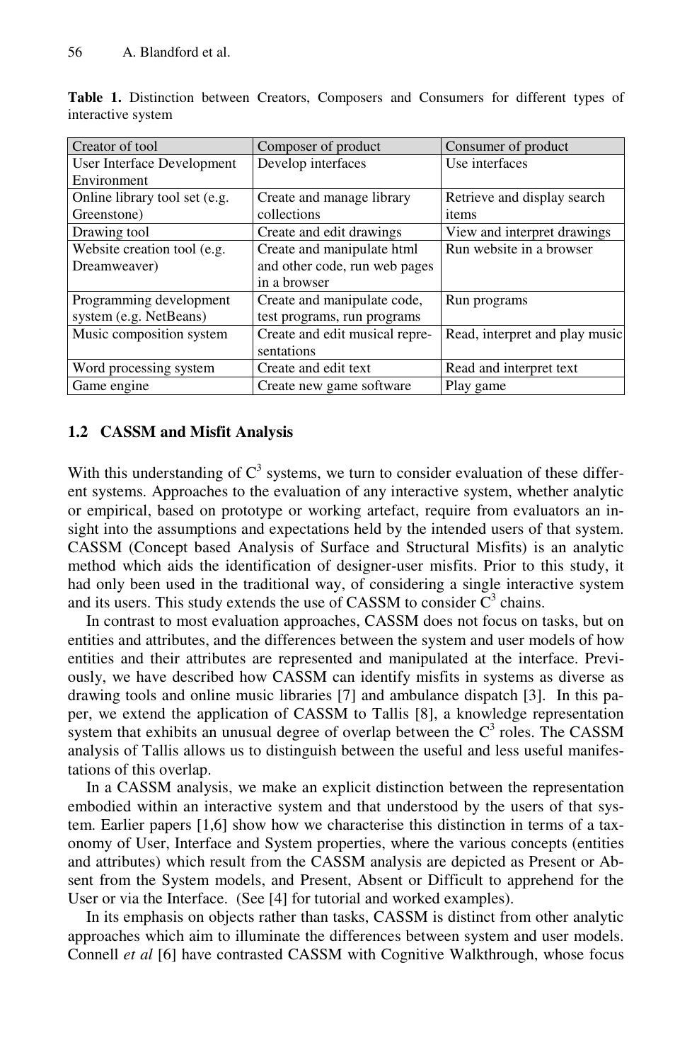**Table 1.** Distinction between Creators, Composers and Consumers for different types of interactive system

| Creator of tool | Composer of product | Consumer of product |
|---|---|---|
| User Interface Development Environment | Develop interfaces | Use interfaces |
| Online library tool set (e.g. Greenstone) | Create and manage library collections | Retrieve and display search items |
| Drawing tool | Create and edit drawings | View and interpret drawings |
| Website creation tool (e.g. Dreamweaver) | Create and manipulate html and other code, run web pages in a browser | Run website in a browser |
| Programming development system (e.g. NetBeans) | Create and manipulate code, test programs, run programs | Run programs |
| Music composition system | Create and edit musical representations | Read, interpret and play music |
| Word processing system | Create and edit text | Read and interpret text |
| Game engine | Create new game software | Play game |

### 1.2 CASSM and Misfit Analysis

With this understanding of $C^3$ systems, we turn to consider evaluation of these different systems. Approaches to the evaluation of any interactive system, whether analytic or empirical, based on prototype or working artefact, require from evaluators an insight into the assumptions and expectations held by the intended users of that system. CASSM (Concept based Analysis of Surface and Structural Misfits) is an analytic method which aids the identification of designer-user misfits. Prior to this study, it had only been used in the traditional way, of considering a single interactive system and its users. This study extends the use of CASSM to consider $C^3$ chains.

In contrast to most evaluation approaches, CASSM does not focus on tasks, but on entities and attributes, and the differences between the system and user models of how entities and their attributes are represented and manipulated at the interface. Previously, we have described how CASSM can identify misfits in systems as diverse as drawing tools and online music libraries [7] and ambulance dispatch [3]. In this paper, we extend the application of CASSM to Tallis [8], a knowledge representation system that exhibits an unusual degree of overlap between the $C^3$ roles. The CASSM analysis of Tallis allows us to distinguish between the useful and less useful manifestations of this overlap.

In a CASSM analysis, we make an explicit distinction between the representation embodied within an interactive system and that understood by the users of that system. Earlier papers [1,6] show how we characterise this distinction in terms of a taxonomy of User, Interface and System properties, where the various concepts (entities and attributes) which result from the CASSM analysis are depicted as Present or Absent from the System models, and Present, Absent or Difficult to apprehend for the User or via the Interface. (See [4] for tutorial and worked examples).

In its emphasis on objects rather than tasks, CASSM is distinct from other analytic approaches which aim to illuminate the differences between system and user models. Connell *et al* [6] have contrasted CASSM with Cognitive Walkthrough, whose focus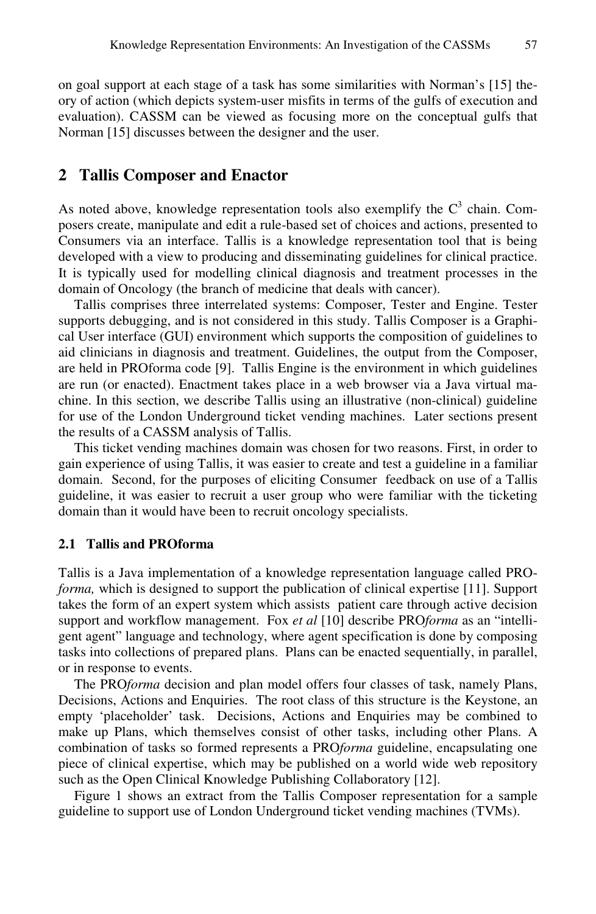on goal support at each stage of a task has some similarities with Norman's [15] theory of action (which depicts system-user misfits in terms of the gulfs of execution and evaluation). CASSM can be viewed as focusing more on the conceptual gulfs that Norman [15] discusses between the designer and the user.

## 2 Tallis Composer and Enactor

As noted above, knowledge representation tools also exemplify the $C^3$ chain. Composers create, manipulate and edit a rule-based set of choices and actions, presented to Consumers via an interface. Tallis is a knowledge representation tool that is being developed with a view to producing and disseminating guidelines for clinical practice. It is typically used for modelling clinical diagnosis and treatment processes in the domain of Oncology (the branch of medicine that deals with cancer).

Tallis comprises three interrelated systems: Composer, Tester and Engine. Tester supports debugging, and is not considered in this study. Tallis Composer is a Graphical User interface (GUI) environment which supports the composition of guidelines to aid clinicians in diagnosis and treatment. Guidelines, the output from the Composer, are held in PROforma code [9]. Tallis Engine is the environment in which guidelines are run (or enacted). Enactment takes place in a web browser via a Java virtual machine. In this section, we describe Tallis using an illustrative (non-clinical) guideline for use of the London Underground ticket vending machines. Later sections present the results of a CASSM analysis of Tallis.

This ticket vending machines domain was chosen for two reasons. First, in order to gain experience of using Tallis, it was easier to create and test a guideline in a familiar domain. Second, for the purposes of eliciting Consumer feedback on use of a Tallis guideline, it was easier to recruit a user group who were familiar with the ticketing domain than it would have been to recruit oncology specialists.

### 2.1 Tallis and PROforma

Tallis is a Java implementation of a knowledge representation language called PRO*forma,* which is designed to support the publication of clinical expertise [11]. Support takes the form of an expert system which assists patient care through active decision support and workflow management. Fox *et al* [10] describe PRO*forma* as an "intelligent agent" language and technology, where agent specification is done by composing tasks into collections of prepared plans. Plans can be enacted sequentially, in parallel, or in response to events.

The PRO*forma* decision and plan model offers four classes of task, namely Plans, Decisions, Actions and Enquiries. The root class of this structure is the Keystone, an empty 'placeholder' task. Decisions, Actions and Enquiries may be combined to make up Plans, which themselves consist of other tasks, including other Plans. A combination of tasks so formed represents a PRO*forma* guideline, encapsulating one piece of clinical expertise, which may be published on a world wide web repository such as the Open Clinical Knowledge Publishing Collaboratory [12].

Figure 1 shows an extract from the Tallis Composer representation for a sample guideline to support use of London Underground ticket vending machines (TVMs).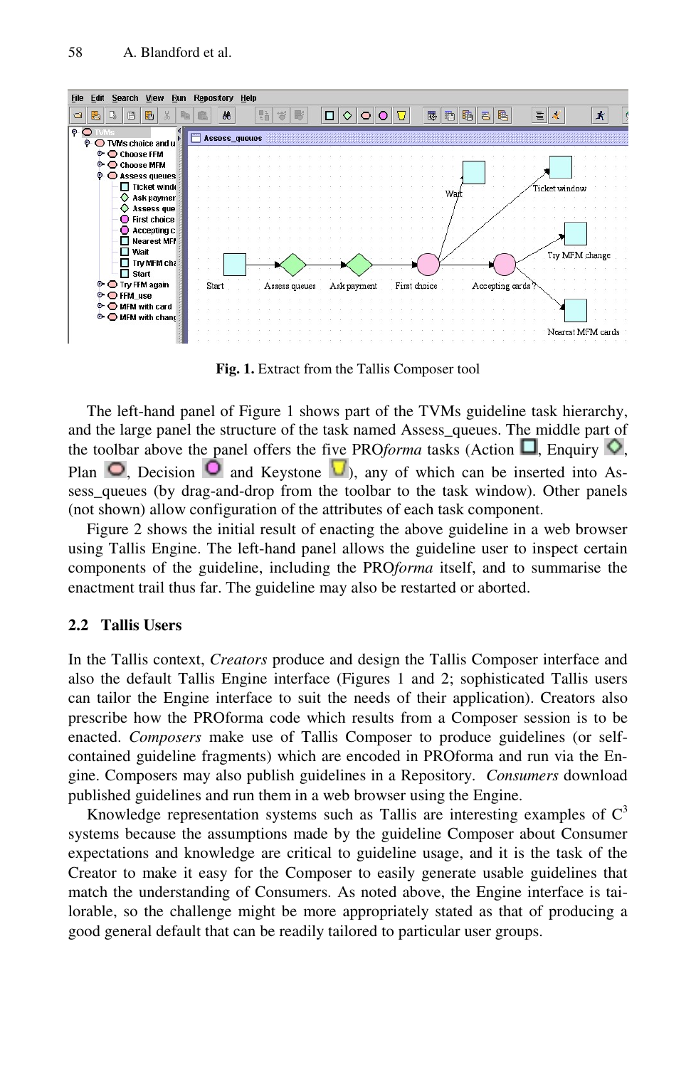Fig. 1. Extract from the Tallis Composer tool

The left-hand panel of Figure 1 shows part of the TVMs guideline task hierarchy, and the large panel the structure of the task named Assess_queues. The middle part of the toolbar above the panel offers the five PRO*forma* tasks (Action, Enquiry, Plan, Decision and Keystone), any of which can be inserted into Assess_queues (by drag-and-drop from the toolbar to the task window). Other panels (not shown) allow configuration of the attributes of each task component.

Figure 2 shows the initial result of enacting the above guideline in a web browser using Tallis Engine. The left-hand panel allows the guideline user to inspect certain components of the guideline, including the PRO*forma* itself, and to summarise the enactment trail thus far. The guideline may also be restarted or aborted.

### 2.2 Tallis Users

In the Tallis context, *Creators* produce and design the Tallis Composer interface and also the default Tallis Engine interface (Figures 1 and 2; sophisticated Tallis users can tailor the Engine interface to suit the needs of their application). Creators also prescribe how the PROforma code which results from a Composer session is to be enacted. *Composers* make use of Tallis Composer to produce guidelines (or self-contained guideline fragments) which are encoded in PROforma and run via the Engine. Composers may also publish guidelines in a Repository. *Consumers* download published guidelines and run them in a web browser using the Engine.

Knowledge representation systems such as Tallis are interesting examples of $C^3$ systems because the assumptions made by the guideline Composer about Consumer expectations and knowledge are critical to guideline usage, and it is the task of the Creator to make it easy for the Composer to easily generate usable guidelines that match the understanding of Consumers. As noted above, the Engine interface is tailorable, so the challenge might be more appropriately stated as that of producing a good general default that can be readily tailored to particular user groups.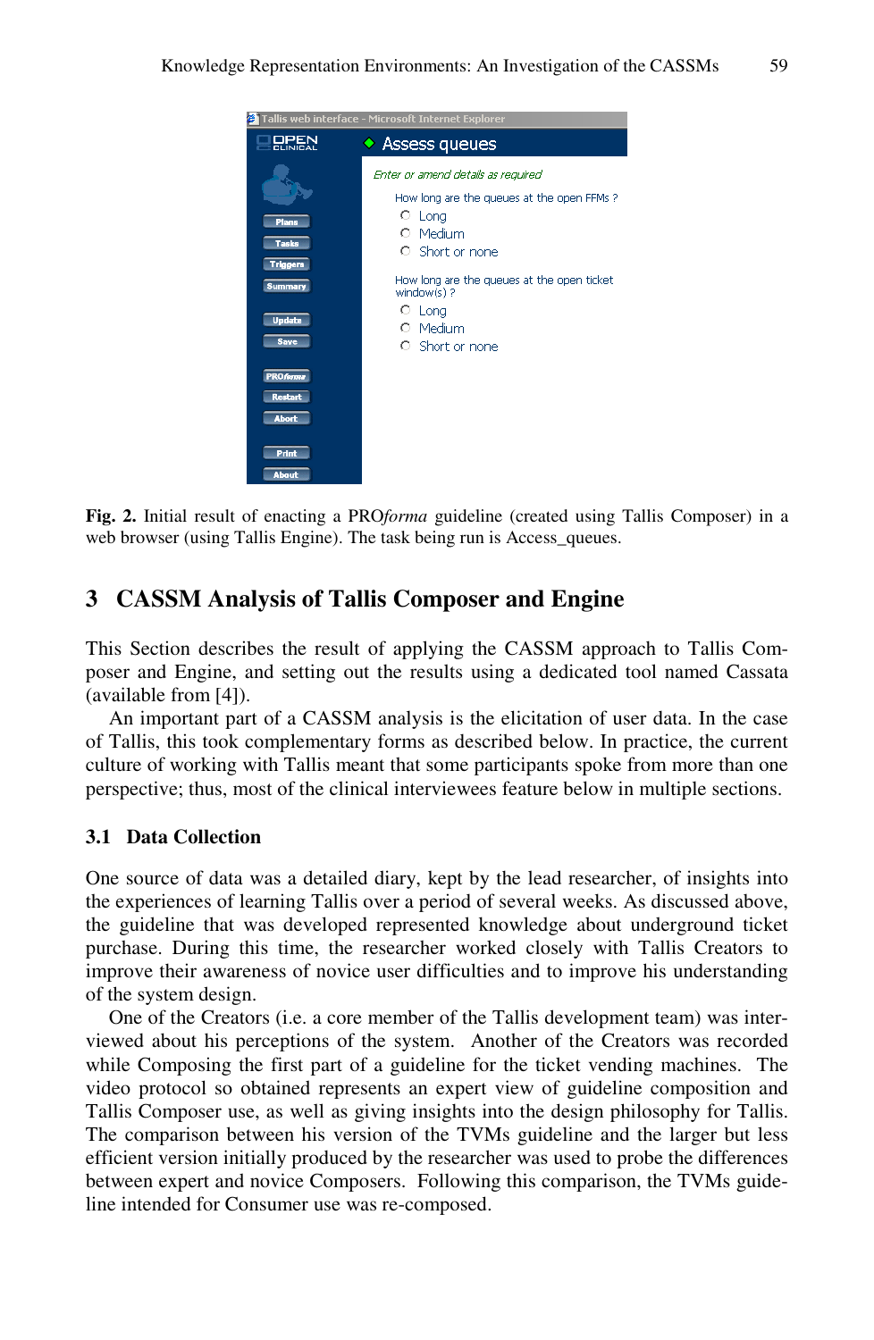**Fig. 2.** Initial result of enacting a PRO*forma* guideline (created using Tallis Composer) in a web browser (using Tallis Engine). The task being run is Access_queues.

## 3 CASSM Analysis of Tallis Composer and Engine

This Section describes the result of applying the CASSM approach to Tallis Composer and Engine, and setting out the results using a dedicated tool named Cassata (available from [4]).

An important part of a CASSM analysis is the elicitation of user data. In the case of Tallis, this took complementary forms as described below. In practice, the current culture of working with Tallis meant that some participants spoke from more than one perspective; thus, most of the clinical interviewees feature below in multiple sections.

### 3.1 Data Collection

One source of data was a detailed diary, kept by the lead researcher, of insights into the experiences of learning Tallis over a period of several weeks. As discussed above, the guideline that was developed represented knowledge about underground ticket purchase. During this time, the researcher worked closely with Tallis Creators to improve their awareness of novice user difficulties and to improve his understanding of the system design.

One of the Creators (i.e. a core member of the Tallis development team) was interviewed about his perceptions of the system. Another of the Creators was recorded while Composing the first part of a guideline for the ticket vending machines. The video protocol so obtained represents an expert view of guideline composition and Tallis Composer use, as well as giving insights into the design philosophy for Tallis. The comparison between his version of the TVMs guideline and the larger but less efficient version initially produced by the researcher was used to probe the differences between expert and novice Composers. Following this comparison, the TVMs guideline intended for Consumer use was re-composed.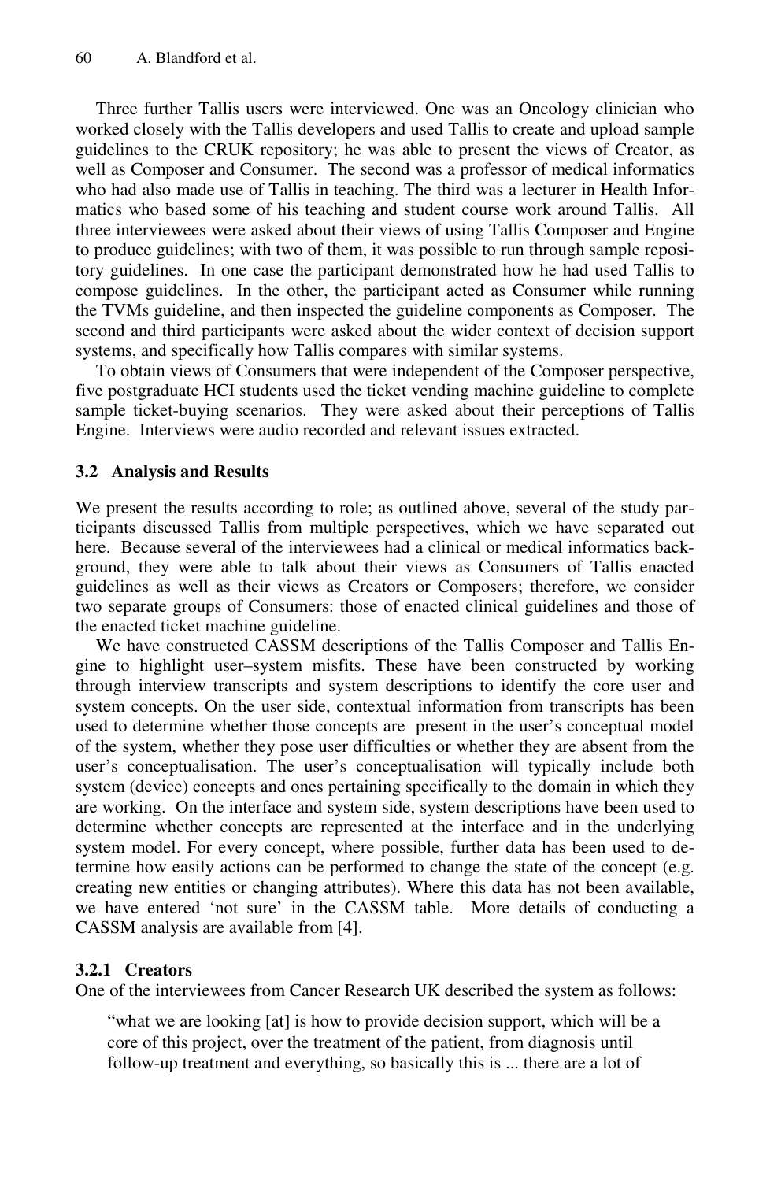Three further Tallis users were interviewed. One was an Oncology clinician who worked closely with the Tallis developers and used Tallis to create and upload sample guidelines to the CRUK repository; he was able to present the views of Creator, as well as Composer and Consumer. The second was a professor of medical informatics who had also made use of Tallis in teaching. The third was a lecturer in Health Informatics who based some of his teaching and student course work around Tallis. All three interviewees were asked about their views of using Tallis Composer and Engine to produce guidelines; with two of them, it was possible to run through sample repository guidelines. In one case the participant demonstrated how he had used Tallis to compose guidelines. In the other, the participant acted as Consumer while running the TVMs guideline, and then inspected the guideline components as Composer. The second and third participants were asked about the wider context of decision support systems, and specifically how Tallis compares with similar systems.

To obtain views of Consumers that were independent of the Composer perspective, five postgraduate HCI students used the ticket vending machine guideline to complete sample ticket-buying scenarios. They were asked about their perceptions of Tallis Engine. Interviews were audio recorded and relevant issues extracted.

### 3.2 Analysis and Results

We present the results according to role; as outlined above, several of the study participants discussed Tallis from multiple perspectives, which we have separated out here. Because several of the interviewees had a clinical or medical informatics background, they were able to talk about their views as Consumers of Tallis enacted guidelines as well as their views as Creators or Composers; therefore, we consider two separate groups of Consumers: those of enacted clinical guidelines and those of the enacted ticket machine guideline.

We have constructed CASSM descriptions of the Tallis Composer and Tallis Engine to highlight user–system misfits. These have been constructed by working through interview transcripts and system descriptions to identify the core user and system concepts. On the user side, contextual information from transcripts has been used to determine whether those concepts are present in the user's conceptual model of the system, whether they pose user difficulties or whether they are absent from the user's conceptualisation. The user's conceptualisation will typically include both system (device) concepts and ones pertaining specifically to the domain in which they are working. On the interface and system side, system descriptions have been used to determine whether concepts are represented at the interface and in the underlying system model. For every concept, where possible, further data has been used to determine how easily actions can be performed to change the state of the concept (e.g. creating new entities or changing attributes). Where this data has not been available, we have entered 'not sure' in the CASSM table. More details of conducting a CASSM analysis are available from [4].

#### 3.2.1 Creators

One of the interviewees from Cancer Research UK described the system as follows:

> "what we are looking [at] is how to provide decision support, which will be a core of this project, over the treatment of the patient, from diagnosis until follow-up treatment and everything, so basically this is ... there are a lot of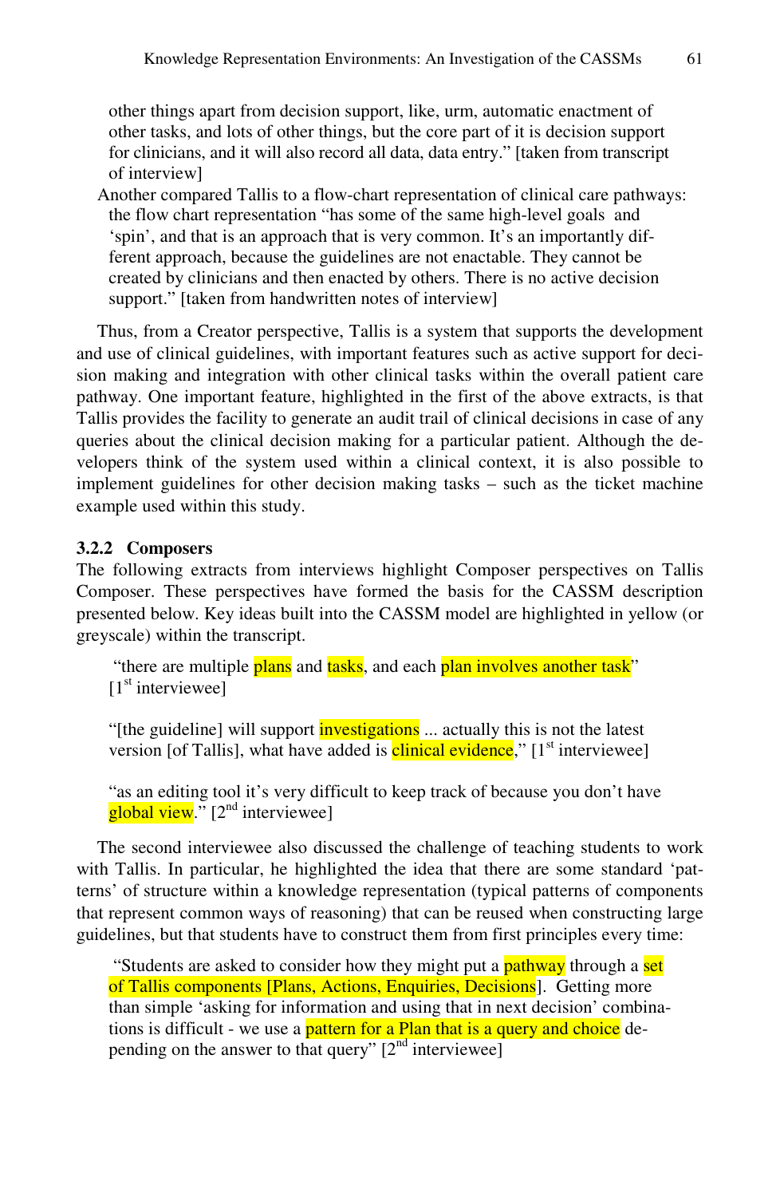other things apart from decision support, like, urm, automatic enactment of other tasks, and lots of other things, but the core part of it is decision support for clinicians, and it will also record all data, data entry." [taken from transcript of interview]

Another compared Tallis to a flow-chart representation of clinical care pathways: the flow chart representation "has some of the same high-level goals and 'spin', and that is an approach that is very common. It's an importantly different approach, because the guidelines are not enactable. They cannot be created by clinicians and then enacted by others. There is no active decision support." [taken from handwritten notes of interview]

Thus, from a Creator perspective, Tallis is a system that supports the development and use of clinical guidelines, with important features such as active support for decision making and integration with other clinical tasks within the overall patient care pathway. One important feature, highlighted in the first of the above extracts, is that Tallis provides the facility to generate an audit trail of clinical decisions in case of any queries about the clinical decision making for a particular patient. Although the developers think of the system used within a clinical context, it is also possible to implement guidelines for other decision making tasks – such as the ticket machine example used within this study.

### 3.2.2 Composers

The following extracts from interviews highlight Composer perspectives on Tallis Composer. These perspectives have formed the basis for the CASSM description presented below. Key ideas built into the CASSM model are highlighted in yellow (or greyscale) within the transcript.

> "there are multiple plans and tasks, and each plan involves another task" [1st interviewee]

> "[the guideline] will support investigations ... actually this is not the latest version [of Tallis], what have added is clinical evidence," [1st interviewee]

> "as an editing tool it's very difficult to keep track of because you don't have global view." [2nd interviewee]

The second interviewee also discussed the challenge of teaching students to work with Tallis. In particular, he highlighted the idea that there are some standard 'patterns' of structure within a knowledge representation (typical patterns of components that represent common ways of reasoning) that can be reused when constructing large guidelines, but that students have to construct them from first principles every time:

> "Students are asked to consider how they might put a pathway through a set of Tallis components [Plans, Actions, Enquiries, Decisions]. Getting more than simple 'asking for information and using that in next decision' combinations is difficult - we use a pattern for a Plan that is a query and choice depending on the answer to that query" [2nd interviewee]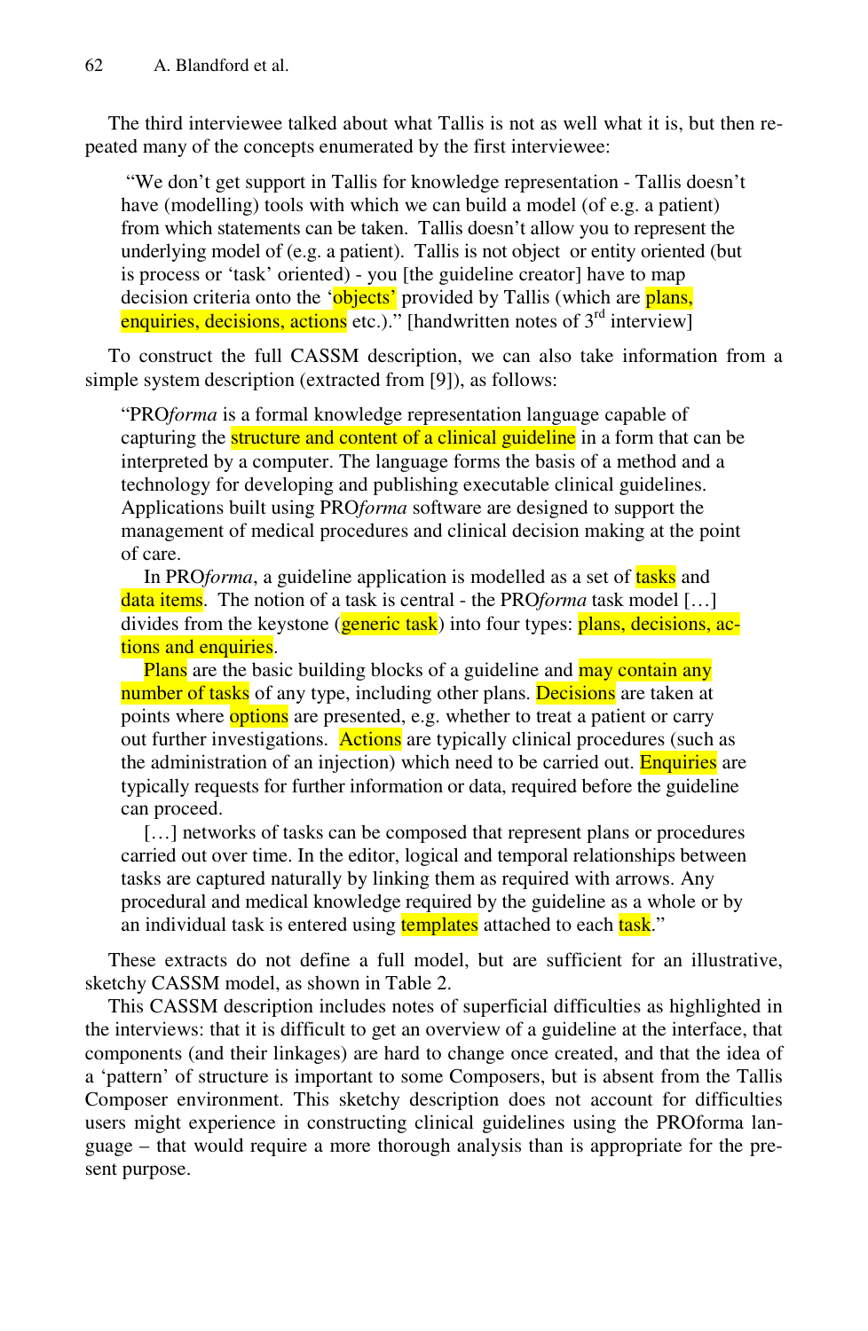The third interviewee talked about what Tallis is not as well what it is, but then repeated many of the concepts enumerated by the first interviewee:

> "We don't get support in Tallis for knowledge representation - Tallis doesn't have (modelling) tools with which we can build a model (of e.g. a patient) from which statements can be taken. Tallis doesn't allow you to represent the underlying model of (e.g. a patient). Tallis is not object or entity oriented (but is process or 'task' oriented) - you [the guideline creator] have to map decision criteria onto the 'objects' provided by Tallis (which are plans, enquiries, decisions, actions etc.)." [handwritten notes of 3rd interview]

To construct the full CASSM description, we can also take information from a simple system description (extracted from [9]), as follows:

> "PRO*forma* is a formal knowledge representation language capable of capturing the structure and content of a clinical guideline in a form that can be interpreted by a computer. The language forms the basis of a method and a technology for developing and publishing executable clinical guidelines. Applications built using PRO*forma* software are designed to support the management of medical procedures and clinical decision making at the point of care.
>
> In PRO*forma*, a guideline application is modelled as a set of tasks and data items. The notion of a task is central - the PRO*forma* task model […] divides from the keystone (generic task) into four types: plans, decisions, actions and enquiries.
>
> Plans are the basic building blocks of a guideline and may contain any number of tasks of any type, including other plans. Decisions are taken at points where options are presented, e.g. whether to treat a patient or carry out further investigations. Actions are typically clinical procedures (such as the administration of an injection) which need to be carried out. Enquiries are typically requests for further information or data, required before the guideline can proceed.
>
> […] networks of tasks can be composed that represent plans or procedures carried out over time. In the editor, logical and temporal relationships between tasks are captured naturally by linking them as required with arrows. Any procedural and medical knowledge required by the guideline as a whole or by an individual task is entered using templates attached to each task."

These extracts do not define a full model, but are sufficient for an illustrative, sketchy CASSM model, as shown in Table 2.

This CASSM description includes notes of superficial difficulties as highlighted in the interviews: that it is difficult to get an overview of a guideline at the interface, that components (and their linkages) are hard to change once created, and that the idea of a 'pattern' of structure is important to some Composers, but is absent from the Tallis Composer environment. This sketchy description does not account for difficulties users might experience in constructing clinical guidelines using the PROforma language – that would require a more thorough analysis than is appropriate for the present purpose.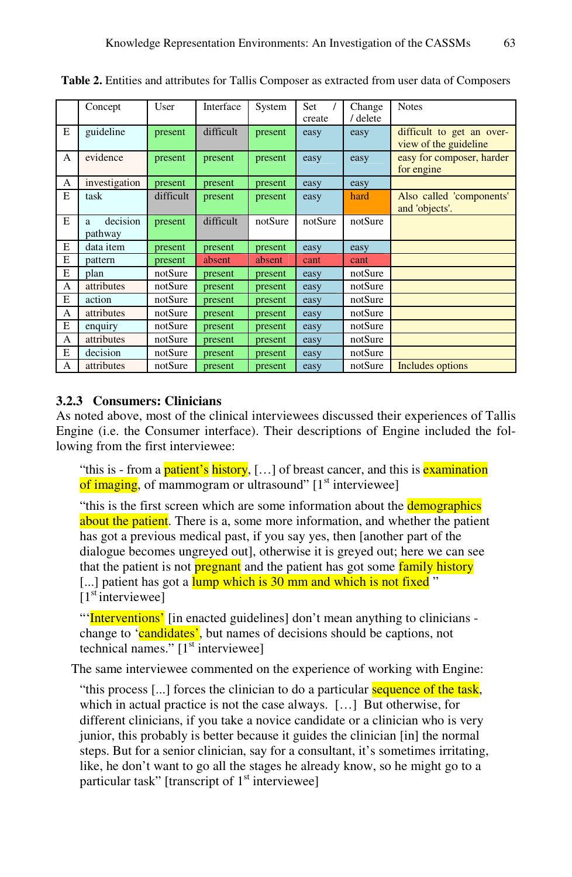**Table 2.** Entities and attributes for Tallis Composer as extracted from user data of Composers

| | Concept | User | Interface | System | Set / create | Change / delete | Notes |
|---|---|---|---|---|---|---|---|
| E | guideline | present | difficult | present | easy | easy | difficult to get an over-view of the guideline |
| A | evidence | present | present | present | easy | easy | easy for composer, harder for engine |
| A | investigation | present | present | present | easy | easy | |
| E | task | difficult | present | present | easy | hard | Also called 'components' and 'objects'. |
| E | a decision pathway | present | difficult | notSure | notSure | notSure | |
| E | data item | present | present | present | easy | easy | |
| E | pattern | present | absent | absent | cant | cant | |
| E | plan | notSure | present | present | easy | notSure | |
| A | attributes | notSure | present | present | easy | notSure | |
| E | action | notSure | present | present | easy | notSure | |
| A | attributes | notSure | present | present | easy | notSure | |
| E | enquiry | notSure | present | present | easy | notSure | |
| A | attributes | notSure | present | present | easy | notSure | |
| E | decision | notSure | present | present | easy | notSure | |
| A | attributes | notSure | present | present | easy | notSure | Includes options |

### 3.2.3 Consumers: Clinicians

As noted above, most of the clinical interviewees discussed their experiences of Tallis Engine (i.e. the Consumer interface). Their descriptions of Engine included the following from the first interviewee:

> "this is - from a patient's history, […] of breast cancer, and this is examination of imaging, of mammogram or ultrasound" [1st interviewee]

> "this is the first screen which are some information about the demographics about the patient. There is a, some more information, and whether the patient has got a previous medical past, if you say yes, then [another part of the dialogue becomes ungreyed out], otherwise it is greyed out; here we can see that the patient is not pregnant and the patient has got some family history [...] patient has got a lump which is 30 mm and which is not fixed " [1st interviewee]

> "'Interventions' [in enacted guidelines] don't mean anything to clinicians - change to 'candidates', but names of decisions should be captions, not technical names." [1st interviewee]

The same interviewee commented on the experience of working with Engine:

> "this process [...] forces the clinician to do a particular sequence of the task, which in actual practice is not the case always. […] But otherwise, for different clinicians, if you take a novice candidate or a clinician who is very junior, this probably is better because it guides the clinician [in] the normal steps. But for a senior clinician, say for a consultant, it's sometimes irritating, like, he don't want to go all the stages he already know, so he might go to a particular task" [transcript of 1st interviewee]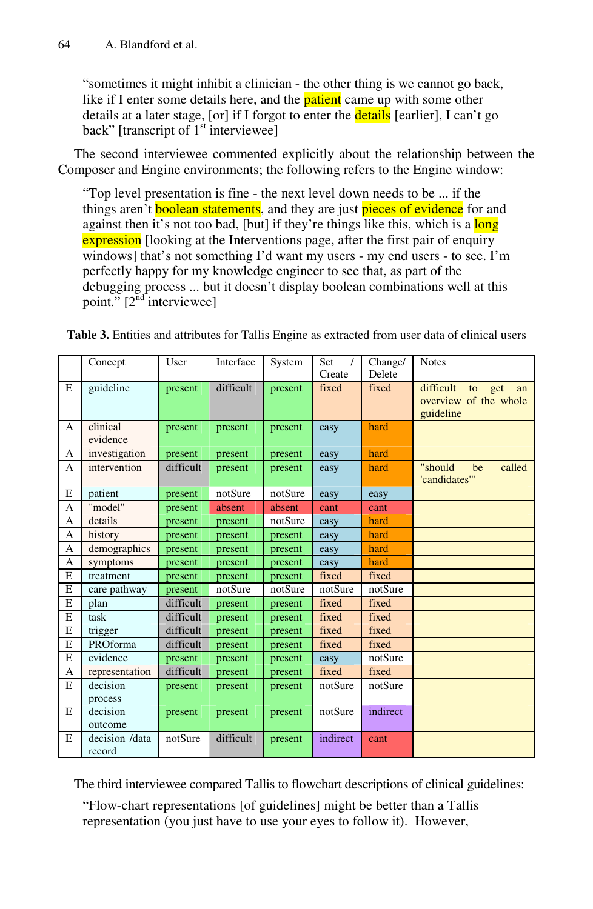"sometimes it might inhibit a clinician - the other thing is we cannot go back, like if I enter some details here, and the patient came up with some other details at a later stage, [or] if I forgot to enter the details [earlier], I can't go back" [transcript of 1st interviewee]

The second interviewee commented explicitly about the relationship between the Composer and Engine environments; the following refers to the Engine window:

"Top level presentation is fine - the next level down needs to be ... if the things aren't boolean statements, and they are just pieces of evidence for and against then it's not too bad, [but] if they're things like this, which is a long expression [looking at the Interventions page, after the first pair of enquiry windows] that's not something I'd want my users - my end users - to see. I'm perfectly happy for my knowledge engineer to see that, as part of the debugging process ... but it doesn't display boolean combinations well at this point." [2nd interviewee]

**Table 3.** Entities and attributes for Tallis Engine as extracted from user data of clinical users

| | Concept | User | Interface | System | Set / Create | Change/ Delete | Notes |
|---|---|---|---|---|---|---|---|
| E | guideline | present | difficult | present | fixed | fixed | difficult to get an overview of the whole guideline |
| A | clinical evidence | present | present | present | easy | hard | |
| A | investigation | present | present | present | easy | hard | |
| A | intervention | difficult | present | present | easy | hard | "should be called 'candidates'" |
| E | patient | present | notSure | notSure | easy | easy | |
| A | "model" | present | absent | absent | cant | cant | |
| A | details | present | present | notSure | easy | hard | |
| A | history | present | present | present | easy | hard | |
| A | demographics | present | present | present | easy | hard | |
| A | symptoms | present | present | present | easy | hard | |
| E | treatment | present | present | present | fixed | fixed | |
| E | care pathway | present | notSure | notSure | notSure | notSure | |
| E | plan | difficult | present | present | fixed | fixed | |
| E | task | difficult | present | present | fixed | fixed | |
| E | trigger | difficult | present | present | fixed | fixed | |
| E | PROforma | difficult | present | present | fixed | fixed | |
| E | evidence | present | present | present | easy | notSure | |
| A | representation | difficult | present | present | fixed | fixed | |
| E | decision process | present | present | present | notSure | notSure | |
| E | decision outcome | present | present | present | notSure | indirect | |
| E | decision /data record | notSure | difficult | present | indirect | cant | |

The third interviewee compared Tallis to flowchart descriptions of clinical guidelines:

"Flow-chart representations [of guidelines] might be better than a Tallis representation (you just have to use your eyes to follow it). However,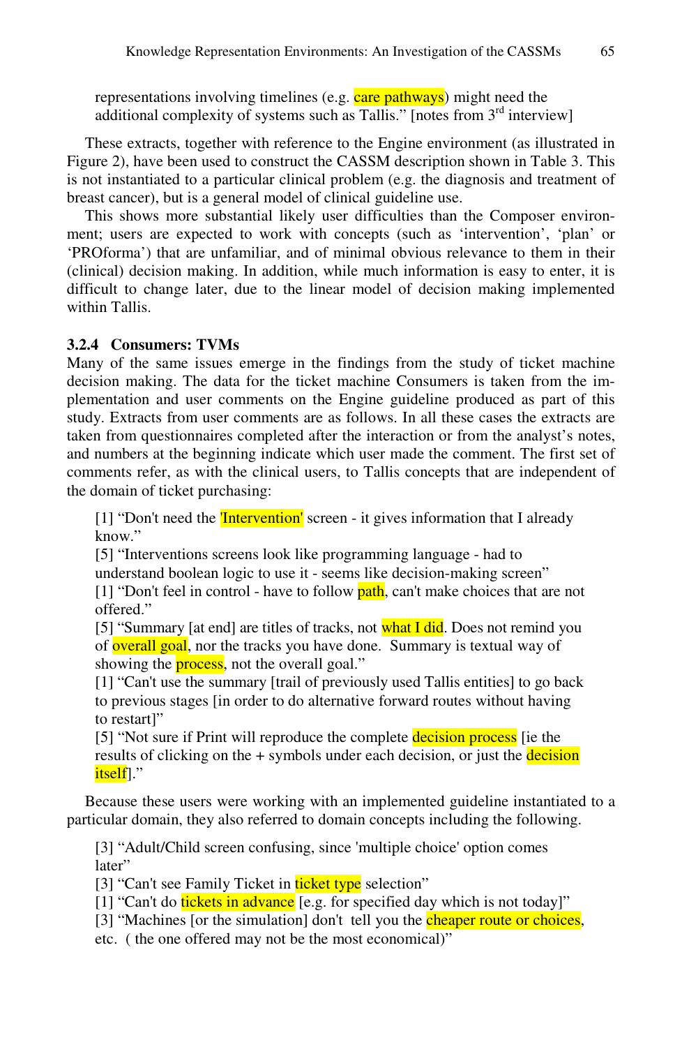representations involving timelines (e.g. care pathways) might need the additional complexity of systems such as Tallis." [notes from 3[rd] interview]

These extracts, together with reference to the Engine environment (as illustrated in Figure 2), have been used to construct the CASSM description shown in Table 3. This is not instantiated to a particular clinical problem (e.g. the diagnosis and treatment of breast cancer), but is a general model of clinical guideline use.

This shows more substantial likely user difficulties than the Composer environment; users are expected to work with concepts (such as 'intervention', 'plan' or 'PROforma') that are unfamiliar, and of minimal obvious relevance to them in their (clinical) decision making. In addition, while much information is easy to enter, it is difficult to change later, due to the linear model of decision making implemented within Tallis.

### 3.2.4 Consumers: TVMs

Many of the same issues emerge in the findings from the study of ticket machine decision making. The data for the ticket machine Consumers is taken from the implementation and user comments on the Engine guideline produced as part of this study. Extracts from user comments are as follows. In all these cases the extracts are taken from questionnaires completed after the interaction or from the analyst's notes, and numbers at the beginning indicate which user made the comment. The first set of comments refer, as with the clinical users, to Tallis concepts that are independent of the domain of ticket purchasing:

> [1] "Don't need the 'Intervention' screen - it gives information that I already know."
> [5] "Interventions screens look like programming language - had to understand boolean logic to use it - seems like decision-making screen"
> [1] "Don't feel in control - have to follow path, can't make choices that are not offered."
> [5] "Summary [at end] are titles of tracks, not what I did. Does not remind you of overall goal, nor the tracks you have done. Summary is textual way of showing the process, not the overall goal."
> [1] "Can't use the summary [trail of previously used Tallis entities] to go back to previous stages [in order to do alternative forward routes without having to restart]"
> [5] "Not sure if Print will reproduce the complete decision process [ie the results of clicking on the + symbols under each decision, or just the decision itself]."

Because these users were working with an implemented guideline instantiated to a particular domain, they also referred to domain concepts including the following.

> [3] "Adult/Child screen confusing, since 'multiple choice' option comes later"
> [3] "Can't see Family Ticket in ticket type selection"
> [1] "Can't do tickets in advance [e.g. for specified day which is not today]"
> [3] "Machines [or the simulation] don't tell you the cheaper route or choices, etc. ( the one offered may not be the most economical)"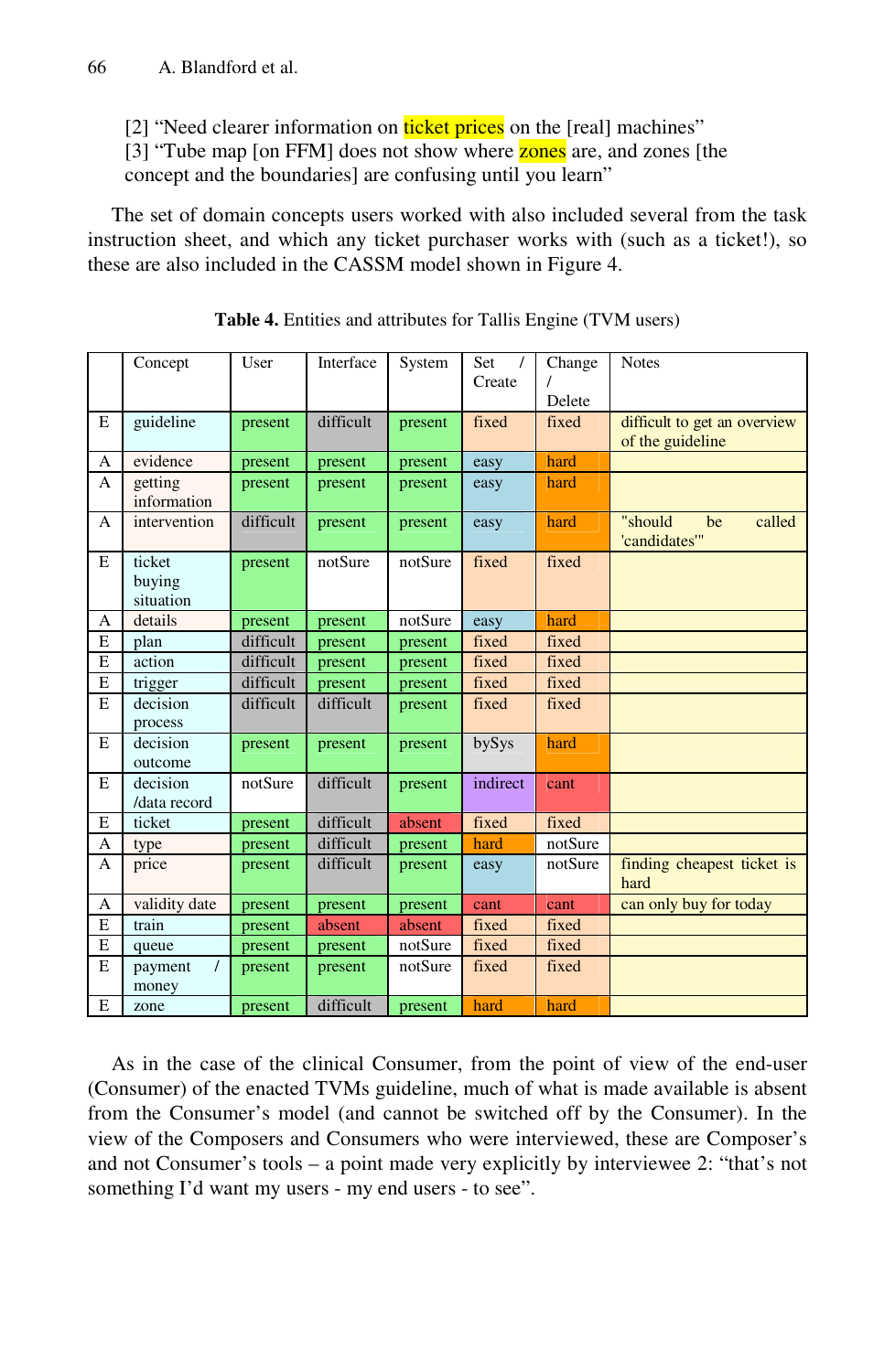[2] “Need clearer information on ticket prices on the [real] machines”
[3] “Tube map [on FFM] does not show where zones are, and zones [the concept and the boundaries] are confusing until you learn”

The set of domain concepts users worked with also included several from the task instruction sheet, and which any ticket purchaser works with (such as a ticket!), so these are also included in the CASSM model shown in Figure 4.

**Table 4.** Entities and attributes for Tallis Engine (TVM users)

| | Concept | User | Interface | System | Set / Create | Change / Delete | Notes |
|---|---|---|---|---|---|---|---|
| E | guideline | present | difficult | present | fixed | fixed | difficult to get an overview of the guideline |
| A | evidence | present | present | present | easy | hard | |
| A | getting information | present | present | present | easy | hard | |
| A | intervention | difficult | present | present | easy | hard | "should be called 'candidates'" |
| E | ticket buying situation | present | notSure | notSure | fixed | fixed | |
| A | details | present | present | notSure | easy | hard | |
| E | plan | difficult | present | present | fixed | fixed | |
| E | action | difficult | present | present | fixed | fixed | |
| E | trigger | difficult | present | present | fixed | fixed | |
| E | decision process | difficult | difficult | present | fixed | fixed | |
| E | decision outcome | present | present | present | bySys | hard | |
| E | decision /data record | notSure | difficult | present | indirect | cant | |
| E | ticket | present | difficult | absent | fixed | fixed | |
| A | type | present | difficult | present | hard | notSure | |
| A | price | present | difficult | present | easy | notSure | finding cheapest ticket is hard |
| A | validity date | present | present | present | cant | cant | can only buy for today |
| E | train | present | absent | absent | fixed | fixed | |
| E | queue | present | present | notSure | fixed | fixed | |
| E | payment / money | present | present | notSure | fixed | fixed | |
| E | zone | present | difficult | present | hard | hard | |

As in the case of the clinical Consumer, from the point of view of the end-user (Consumer) of the enacted TVMs guideline, much of what is made available is absent from the Consumer’s model (and cannot be switched off by the Consumer). In the view of the Composers and Consumers who were interviewed, these are Composer’s and not Consumer’s tools – a point made very explicitly by interviewee 2: “that’s not something I’d want my users - my end users - to see”.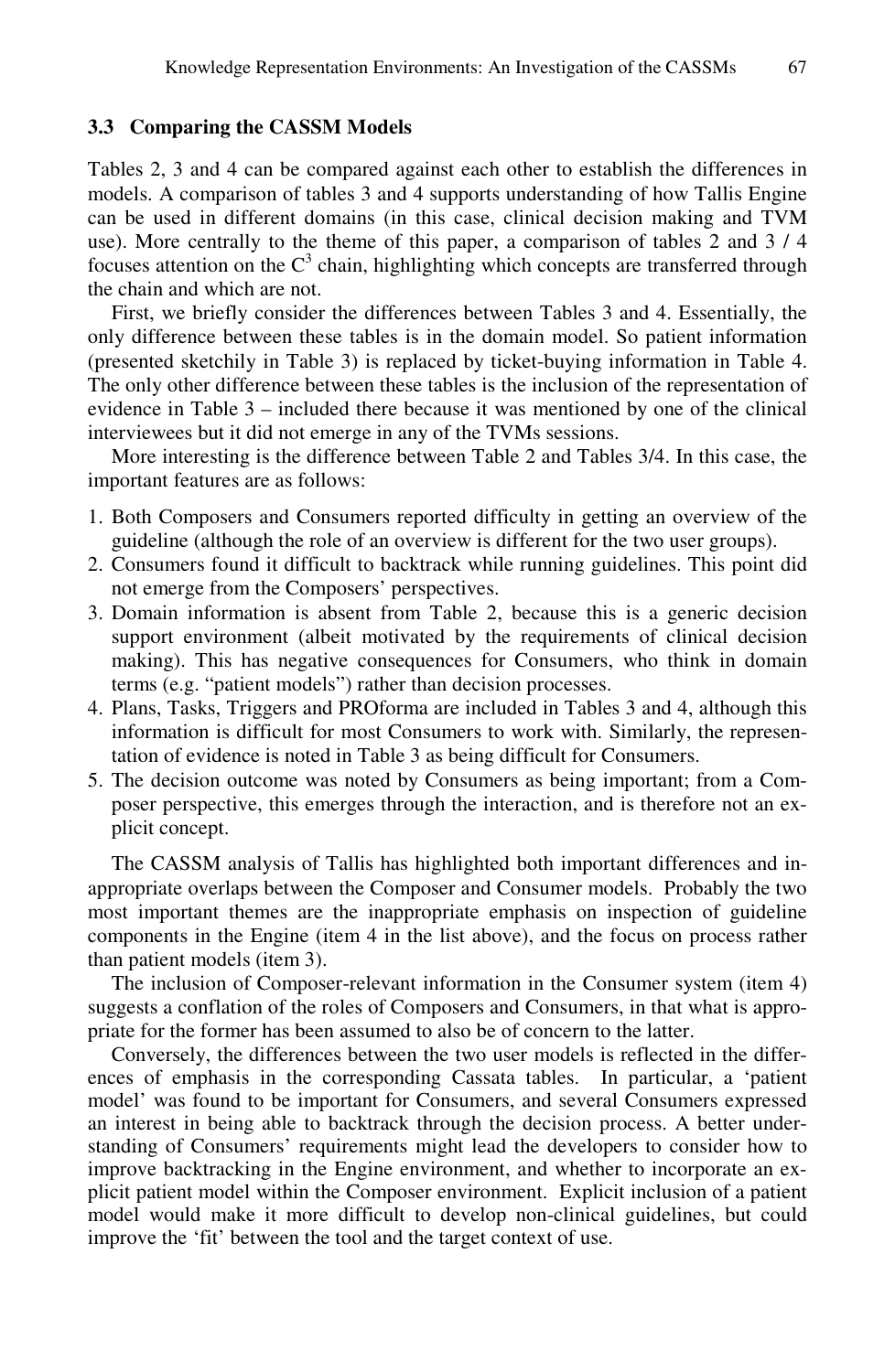### 3.3 Comparing the CASSM Models

Tables 2, 3 and 4 can be compared against each other to establish the differences in models. A comparison of tables 3 and 4 supports understanding of how Tallis Engine can be used in different domains (in this case, clinical decision making and TVM use). More centrally to the theme of this paper, a comparison of tables 2 and 3 / 4 focuses attention on the $C^3$ chain, highlighting which concepts are transferred through the chain and which are not.

First, we briefly consider the differences between Tables 3 and 4. Essentially, the only difference between these tables is in the domain model. So patient information (presented sketchily in Table 3) is replaced by ticket-buying information in Table 4. The only other difference between these tables is the inclusion of the representation of evidence in Table 3 – included there because it was mentioned by one of the clinical interviewees but it did not emerge in any of the TVMs sessions.

More interesting is the difference between Table 2 and Tables 3/4. In this case, the important features are as follows:

1. Both Composers and Consumers reported difficulty in getting an overview of the guideline (although the role of an overview is different for the two user groups).
2. Consumers found it difficult to backtrack while running guidelines. This point did not emerge from the Composers' perspectives.
3. Domain information is absent from Table 2, because this is a generic decision support environment (albeit motivated by the requirements of clinical decision making). This has negative consequences for Consumers, who think in domain terms (e.g. "patient models") rather than decision processes.
4. Plans, Tasks, Triggers and PROforma are included in Tables 3 and 4, although this information is difficult for most Consumers to work with. Similarly, the representation of evidence is noted in Table 3 as being difficult for Consumers.
5. The decision outcome was noted by Consumers as being important; from a Composer perspective, this emerges through the interaction, and is therefore not an explicit concept.

The CASSM analysis of Tallis has highlighted both important differences and inappropriate overlaps between the Composer and Consumer models. Probably the two most important themes are the inappropriate emphasis on inspection of guideline components in the Engine (item 4 in the list above), and the focus on process rather than patient models (item 3).

The inclusion of Composer-relevant information in the Consumer system (item 4) suggests a conflation of the roles of Composers and Consumers, in that what is appropriate for the former has been assumed to also be of concern to the latter.

Conversely, the differences between the two user models is reflected in the differences of emphasis in the corresponding Cassata tables. In particular, a 'patient model' was found to be important for Consumers, and several Consumers expressed an interest in being able to backtrack through the decision process. A better understanding of Consumers' requirements might lead the developers to consider how to improve backtracking in the Engine environment, and whether to incorporate an explicit patient model within the Composer environment. Explicit inclusion of a patient model would make it more difficult to develop non-clinical guidelines, but could improve the 'fit' between the tool and the target context of use.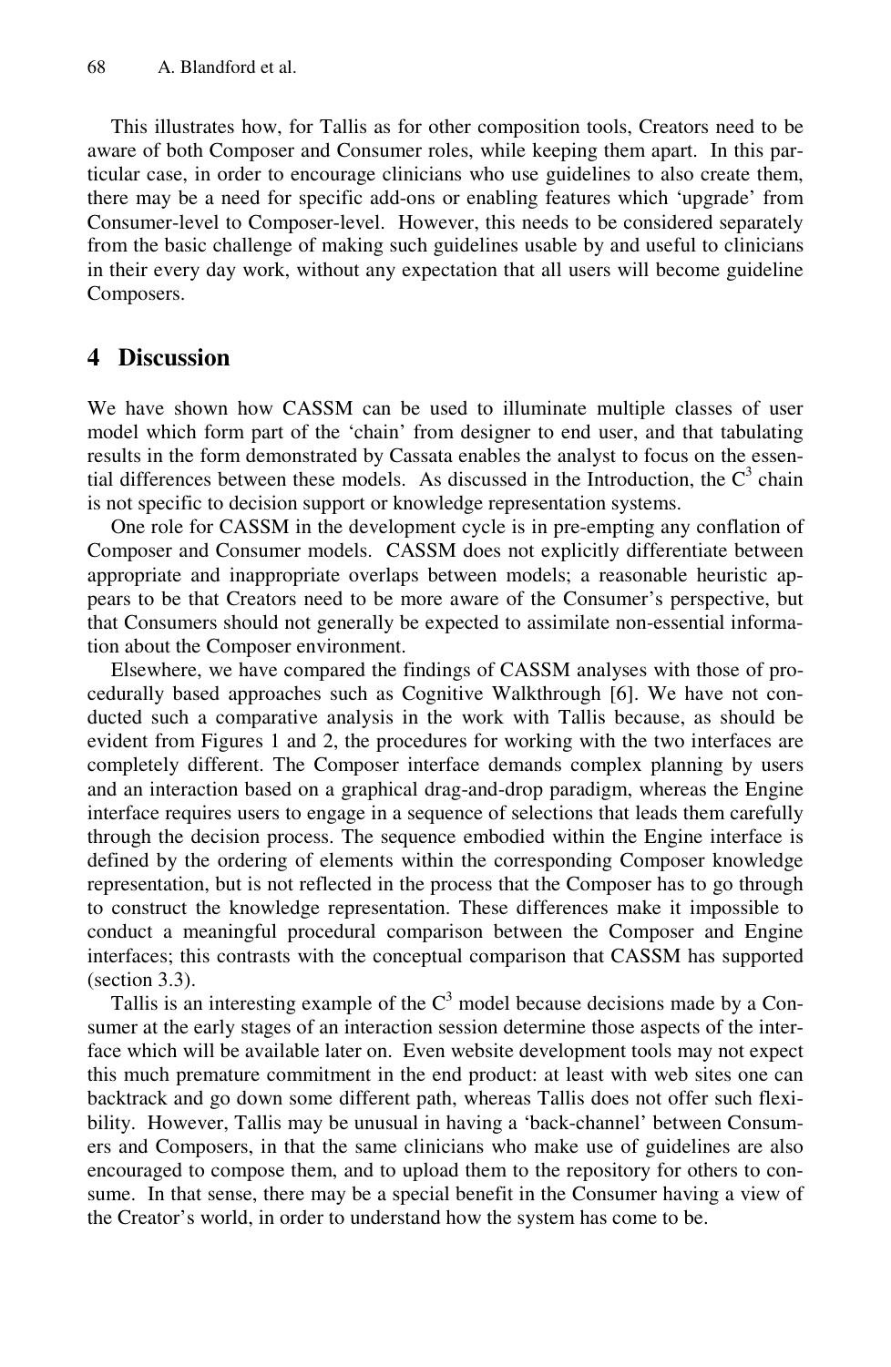This illustrates how, for Tallis as for other composition tools, Creators need to be aware of both Composer and Consumer roles, while keeping them apart. In this particular case, in order to encourage clinicians who use guidelines to also create them, there may be a need for specific add-ons or enabling features which 'upgrade' from Consumer-level to Composer-level. However, this needs to be considered separately from the basic challenge of making such guidelines usable by and useful to clinicians in their every day work, without any expectation that all users will become guideline Composers.

## 4 Discussion

We have shown how CASSM can be used to illuminate multiple classes of user model which form part of the 'chain' from designer to end user, and that tabulating results in the form demonstrated by Cassata enables the analyst to focus on the essential differences between these models. As discussed in the Introduction, the $C^3$ chain is not specific to decision support or knowledge representation systems.

One role for CASSM in the development cycle is in pre-empting any conflation of Composer and Consumer models. CASSM does not explicitly differentiate between appropriate and inappropriate overlaps between models; a reasonable heuristic appears to be that Creators need to be more aware of the Consumer's perspective, but that Consumers should not generally be expected to assimilate non-essential information about the Composer environment.

Elsewhere, we have compared the findings of CASSM analyses with those of procedurally based approaches such as Cognitive Walkthrough [6]. We have not conducted such a comparative analysis in the work with Tallis because, as should be evident from Figures 1 and 2, the procedures for working with the two interfaces are completely different. The Composer interface demands complex planning by users and an interaction based on a graphical drag-and-drop paradigm, whereas the Engine interface requires users to engage in a sequence of selections that leads them carefully through the decision process. The sequence embodied within the Engine interface is defined by the ordering of elements within the corresponding Composer knowledge representation, but is not reflected in the process that the Composer has to go through to construct the knowledge representation. These differences make it impossible to conduct a meaningful procedural comparison between the Composer and Engine interfaces; this contrasts with the conceptual comparison that CASSM has supported (section 3.3).

Tallis is an interesting example of the $C^3$ model because decisions made by a Consumer at the early stages of an interaction session determine those aspects of the interface which will be available later on. Even website development tools may not expect this much premature commitment in the end product: at least with web sites one can backtrack and go down some different path, whereas Tallis does not offer such flexibility. However, Tallis may be unusual in having a 'back-channel' between Consumers and Composers, in that the same clinicians who make use of guidelines are also encouraged to compose them, and to upload them to the repository for others to consume. In that sense, there may be a special benefit in the Consumer having a view of the Creator's world, in order to understand how the system has come to be.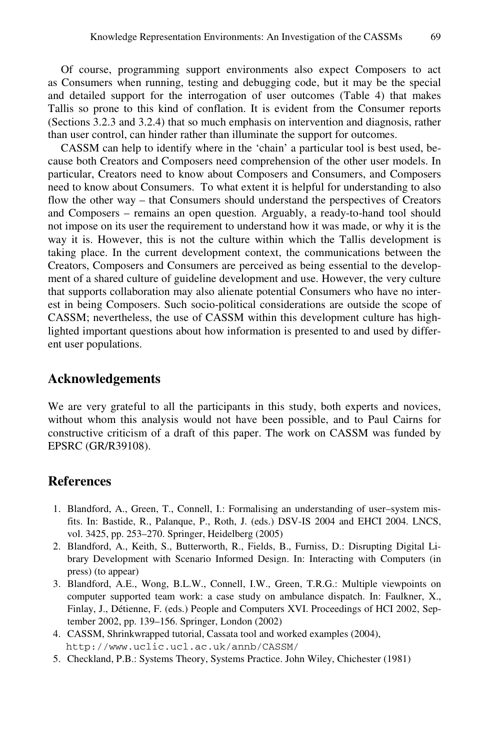Of course, programming support environments also expect Composers to act as Consumers when running, testing and debugging code, but it may be the special and detailed support for the interrogation of user outcomes (Table 4) that makes Tallis so prone to this kind of conflation. It is evident from the Consumer reports (Sections 3.2.3 and 3.2.4) that so much emphasis on intervention and diagnosis, rather than user control, can hinder rather than illuminate the support for outcomes.

CASSM can help to identify where in the 'chain' a particular tool is best used, because both Creators and Composers need comprehension of the other user models. In particular, Creators need to know about Composers and Consumers, and Composers need to know about Consumers. To what extent it is helpful for understanding to also flow the other way – that Consumers should understand the perspectives of Creators and Composers – remains an open question. Arguably, a ready-to-hand tool should not impose on its user the requirement to understand how it was made, or why it is the way it is. However, this is not the culture within which the Tallis development is taking place. In the current development context, the communications between the Creators, Composers and Consumers are perceived as being essential to the development of a shared culture of guideline development and use. However, the very culture that supports collaboration may also alienate potential Consumers who have no interest in being Composers. Such socio-political considerations are outside the scope of CASSM; nevertheless, the use of CASSM within this development culture has highlighted important questions about how information is presented to and used by different user populations.

## Acknowledgements

We are very grateful to all the participants in this study, both experts and novices, without whom this analysis would not have been possible, and to Paul Cairns for constructive criticism of a draft of this paper. The work on CASSM was funded by EPSRC (GR/R39108).

## References

1. Blandford, A., Green, T., Connell, I.: Formalising an understanding of user–system misfits. In: Bastide, R., Palanque, P., Roth, J. (eds.) DSV-IS 2004 and EHCI 2004. LNCS, vol. 3425, pp. 253–270. Springer, Heidelberg (2005)
2. Blandford, A., Keith, S., Butterworth, R., Fields, B., Furniss, D.: Disrupting Digital Library Development with Scenario Informed Design. In: Interacting with Computers (in press) (to appear)
3. Blandford, A.E., Wong, B.L.W., Connell, I.W., Green, T.R.G.: Multiple viewpoints on computer supported team work: a case study on ambulance dispatch. In: Faulkner, X., Finlay, J., Détienne, F. (eds.) People and Computers XVI. Proceedings of HCI 2002, September 2002, pp. 139–156. Springer, London (2002)
4. CASSM, Shrinkwrapped tutorial, Cassata tool and worked examples (2004), http://www.uclic.ucl.ac.uk/annb/CASSM/
5. Checkland, P.B.: Systems Theory, Systems Practice. John Wiley, Chichester (1981)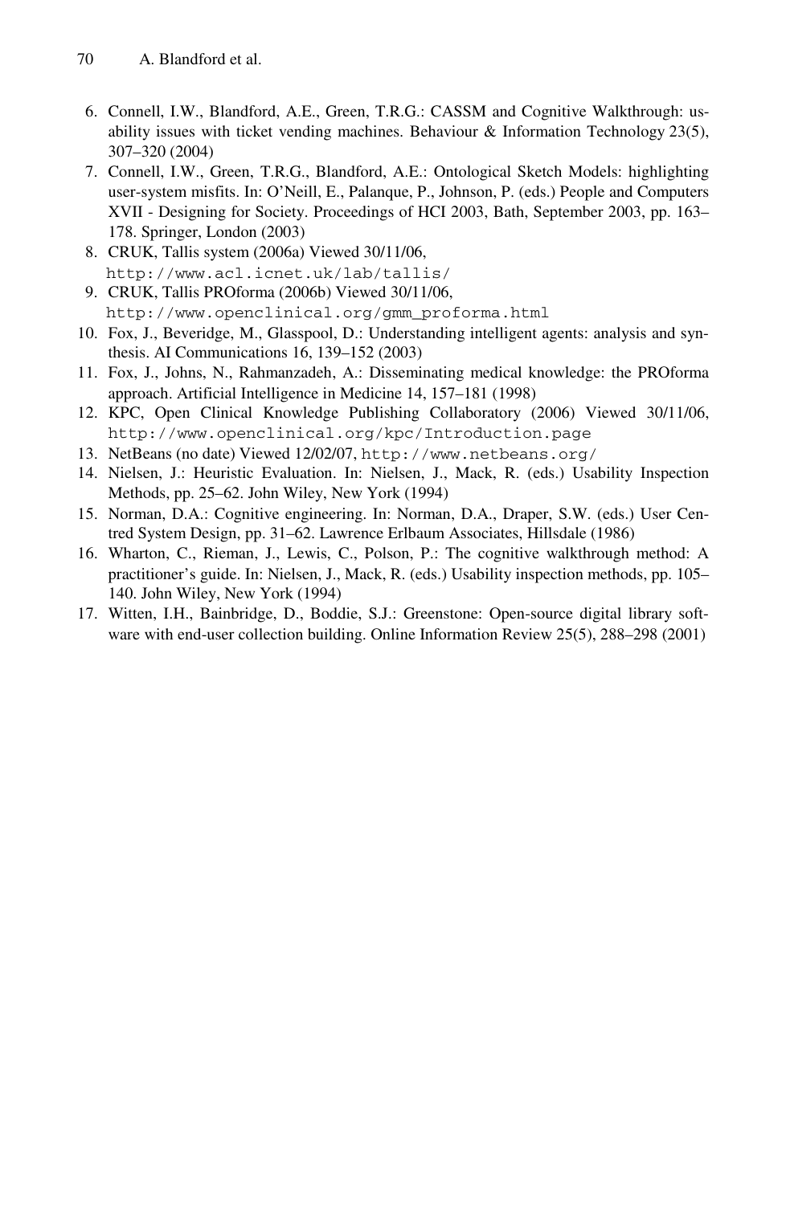6. Connell, I.W., Blandford, A.E., Green, T.R.G.: CASSM and Cognitive Walkthrough: usability issues with ticket vending machines. Behaviour & Information Technology 23(5), 307–320 (2004)
7. Connell, I.W., Green, T.R.G., Blandford, A.E.: Ontological Sketch Models: highlighting user-system misfits. In: O'Neill, E., Palanque, P., Johnson, P. (eds.) People and Computers XVII - Designing for Society. Proceedings of HCI 2003, Bath, September 2003, pp. 163–178. Springer, London (2003)
8. CRUK, Tallis system (2006a) Viewed 30/11/06, http://www.acl.icnet.uk/lab/tallis/
9. CRUK, Tallis PROforma (2006b) Viewed 30/11/06, http://www.openclinical.org/gmm_proforma.html
10. Fox, J., Beveridge, M., Glasspool, D.: Understanding intelligent agents: analysis and synthesis. AI Communications 16, 139–152 (2003)
11. Fox, J., Johns, N., Rahmanzadeh, A.: Disseminating medical knowledge: the PROforma approach. Artificial Intelligence in Medicine 14, 157–181 (1998)
12. KPC, Open Clinical Knowledge Publishing Collaboratory (2006) Viewed 30/11/06, http://www.openclinical.org/kpc/Introduction.page
13. NetBeans (no date) Viewed 12/02/07, http://www.netbeans.org/
14. Nielsen, J.: Heuristic Evaluation. In: Nielsen, J., Mack, R. (eds.) Usability Inspection Methods, pp. 25–62. John Wiley, New York (1994)
15. Norman, D.A.: Cognitive engineering. In: Norman, D.A., Draper, S.W. (eds.) User Centred System Design, pp. 31–62. Lawrence Erlbaum Associates, Hillsdale (1986)
16. Wharton, C., Rieman, J., Lewis, C., Polson, P.: The cognitive walkthrough method: A practitioner's guide. In: Nielsen, J., Mack, R. (eds.) Usability inspection methods, pp. 105–140. John Wiley, New York (1994)
17. Witten, I.H., Bainbridge, D., Boddie, S.J.: Greenstone: Open-source digital library software with end-user collection building. Online Information Review 25(5), 288–298 (2001)